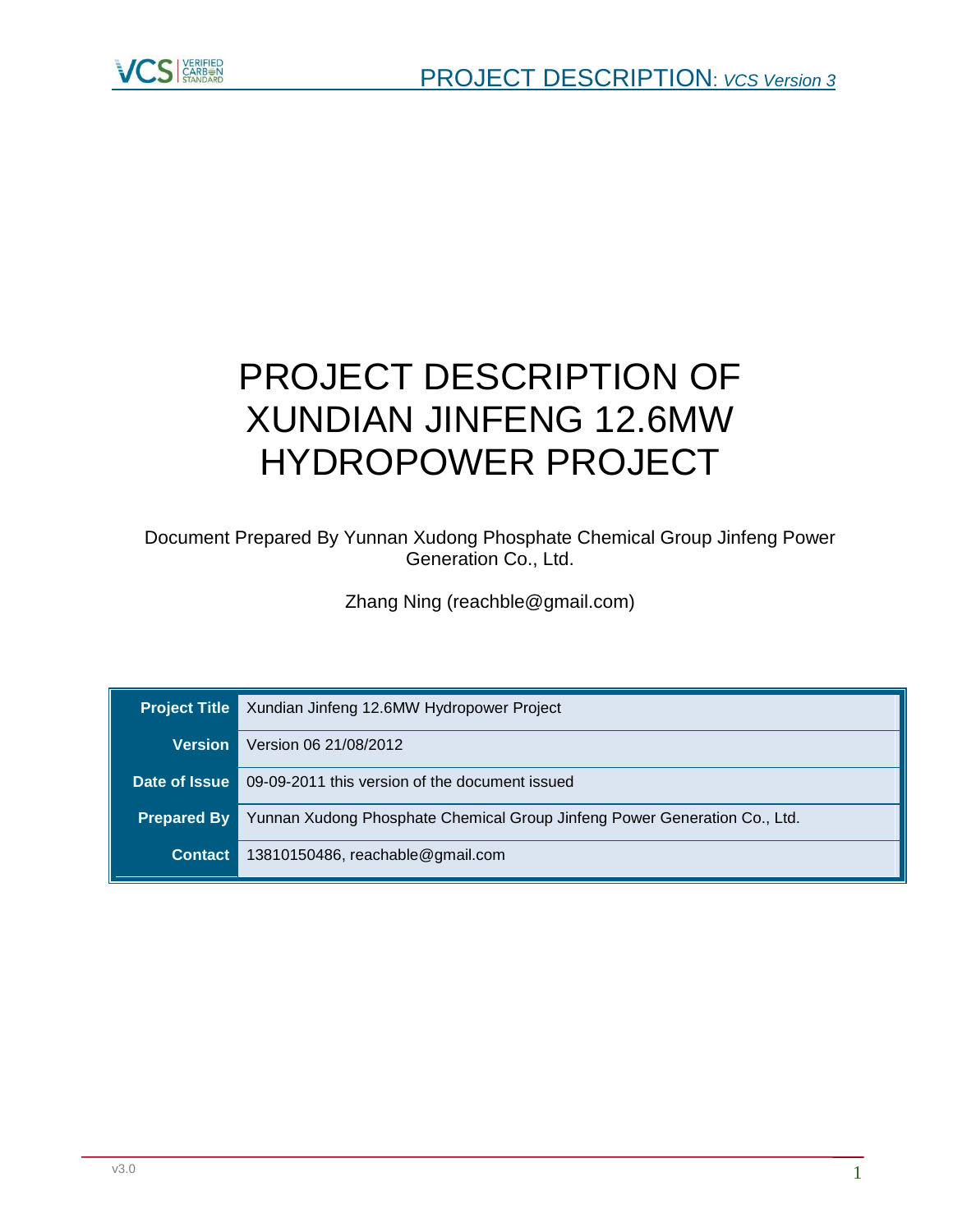# PROJECT DESCRIPTION OF XUNDIAN JINFENG 12.6MW HYDROPOWER PROJECT

Document Prepared By Yunnan Xudong Phosphate Chemical Group Jinfeng Power Generation Co., Ltd.

Zhang Ning (reachble@gmail.com)

| | |
|---|---|
| **Project Title** | Xundian Jinfeng 12.6MW Hydropower Project |
| **Version** | Version 06 21/08/2012 |
| **Date of Issue** | 09-09-2011 this version of the document issued |
| **Prepared By** | Yunnan Xudong Phosphate Chemical Group Jinfeng Power Generation Co., Ltd. |
| **Contact** | 13810150486, reachable@gmail.com |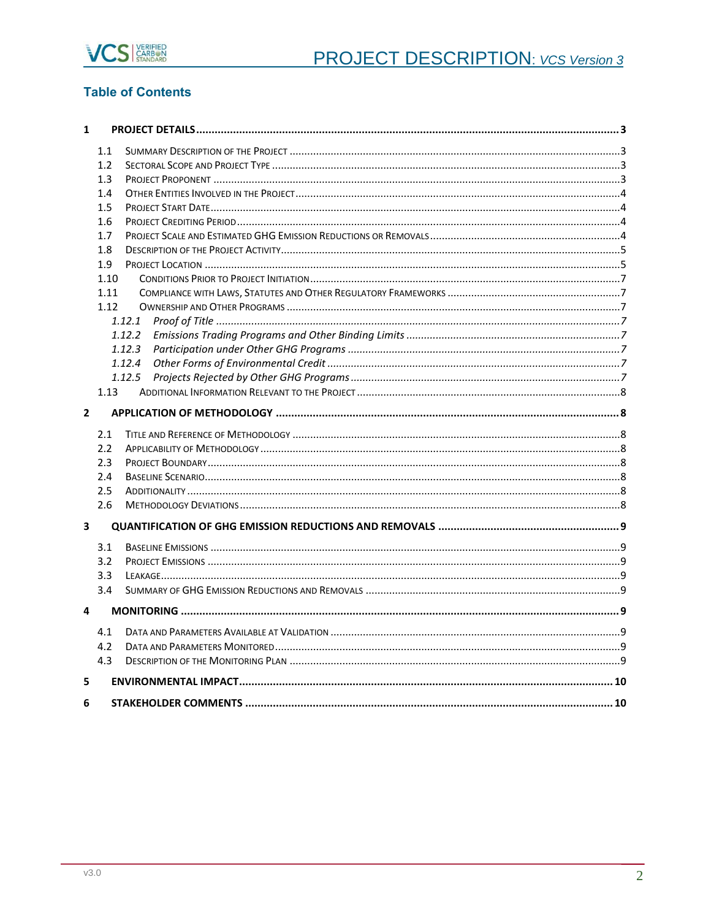## Table of Contents

1 PROJECT DETAILS ........................................................ 3
- 1.1 Summary Description of the Project ........................................................ 3
- 1.2 Sectoral Scope and Project Type ........................................................ 3
- 1.3 Project Proponent ........................................................ 3
- 1.4 Other Entities Involved in the Project ........................................................ 4
- 1.5 Project Start Date ........................................................ 4
- 1.6 Project Crediting Period ........................................................ 4
- 1.7 Project Scale and Estimated GHG Emission Reductions or Removals ........................................................ 4
- 1.8 Description of the Project Activity ........................................................ 5
- 1.9 Project Location ........................................................ 5
- 1.10 Conditions Prior to Project Initiation ........................................................ 7
- 1.11 Compliance with Laws, Statutes and Other Regulatory Frameworks ........................................................ 7
- 1.12 Ownership and Other Programs ........................................................ 7
  - *1.12.1 Proof of Title* ........................................................ 7
  - *1.12.2 Emissions Trading Programs and Other Binding Limits* ........................................................ 7
  - *1.12.3 Participation under Other GHG Programs* ........................................................ 7
  - *1.12.4 Other Forms of Environmental Credit* ........................................................ 7
  - *1.12.5 Projects Rejected by Other GHG Programs* ........................................................ 7
- 1.13 Additional Information Relevant to the Project ........................................................ 8

2 APPLICATION OF METHODOLOGY ........................................................ 8
- 2.1 Title and Reference of Methodology ........................................................ 8
- 2.2 Applicability of Methodology ........................................................ 8
- 2.3 Project Boundary ........................................................ 8
- 2.4 Baseline Scenario ........................................................ 8
- 2.5 Additionality ........................................................ 8
- 2.6 Methodology Deviations ........................................................ 8

3 QUANTIFICATION OF GHG EMISSION REDUCTIONS AND REMOVALS ........................................................ 9
- 3.1 Baseline Emissions ........................................................ 9
- 3.2 Project Emissions ........................................................ 9
- 3.3 Leakage ........................................................ 9
- 3.4 Summary of GHG Emission Reductions and Removals ........................................................ 9

4 MONITORING ........................................................ 9
- 4.1 Data and Parameters Available at Validation ........................................................ 9
- 4.2 Data and Parameters Monitored ........................................................ 9
- 4.3 Description of the Monitoring Plan ........................................................ 9

5 ENVIRONMENTAL IMPACT ........................................................ 10

6 STAKEHOLDER COMMENTS ........................................................ 10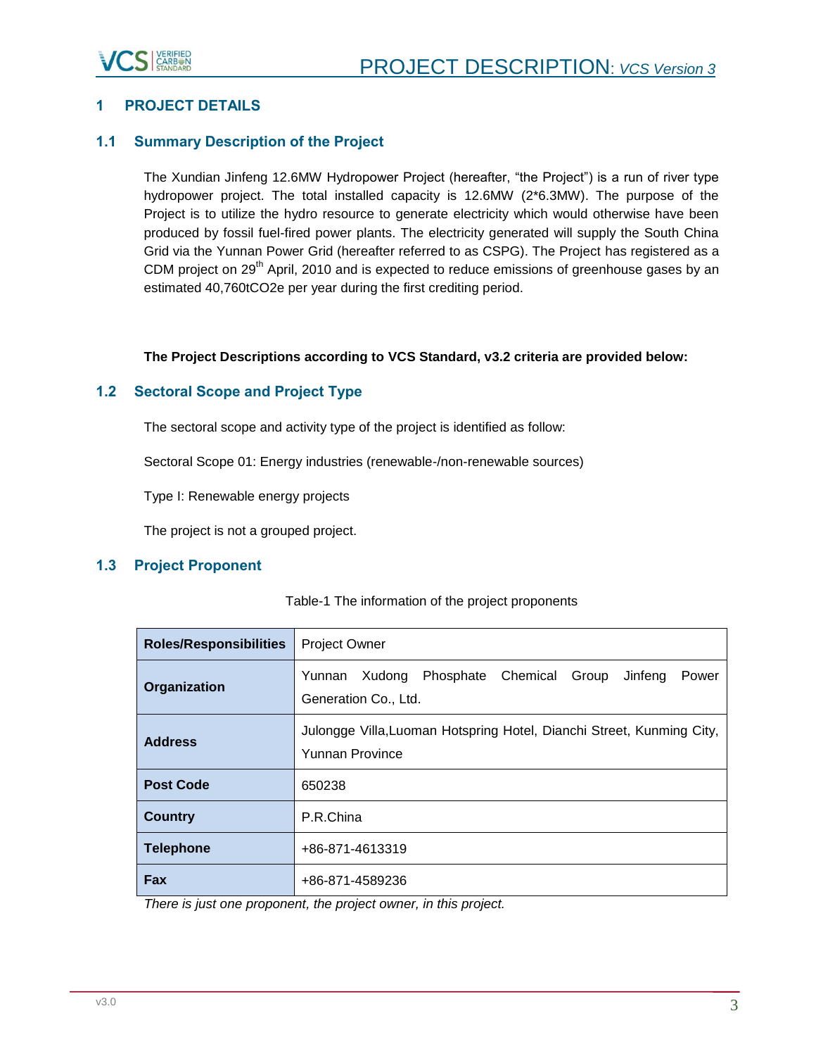# 1 PROJECT DETAILS

## 1.1 Summary Description of the Project

The Xundian Jinfeng 12.6MW Hydropower Project (hereafter, "the Project") is a run of river type hydropower project. The total installed capacity is 12.6MW (2*6.3MW). The purpose of the Project is to utilize the hydro resource to generate electricity which would otherwise have been produced by fossil fuel-fired power plants. The electricity generated will supply the South China Grid via the Yunnan Power Grid (hereafter referred to as CSPG). The Project has registered as a CDM project on 29th April, 2010 and is expected to reduce emissions of greenhouse gases by an estimated 40,760tCO2e per year during the first crediting period.

**The Project Descriptions according to VCS Standard, v3.2 criteria are provided below:**

## 1.2 Sectoral Scope and Project Type

The sectoral scope and activity type of the project is identified as follow:

Sectoral Scope 01: Energy industries (renewable-/non-renewable sources)

Type I: Renewable energy projects

The project is not a grouped project.

## 1.3 Project Proponent

Table-1 The information of the project proponents

| **Roles/Responsibilities** | Project Owner |
|---|---|
| **Organization** | Yunnan Xudong Phosphate Chemical Group Jinfeng Power Generation Co., Ltd. |
| **Address** | Julongge Villa,Luoman Hotspring Hotel, Dianchi Street, Kunming City, Yunnan Province |
| **Post Code** | 650238 |
| **Country** | P.R.China |
| **Telephone** | +86-871-4613319 |
| **Fax** | +86-871-4589236 |

*There is just one proponent, the project owner, in this project.*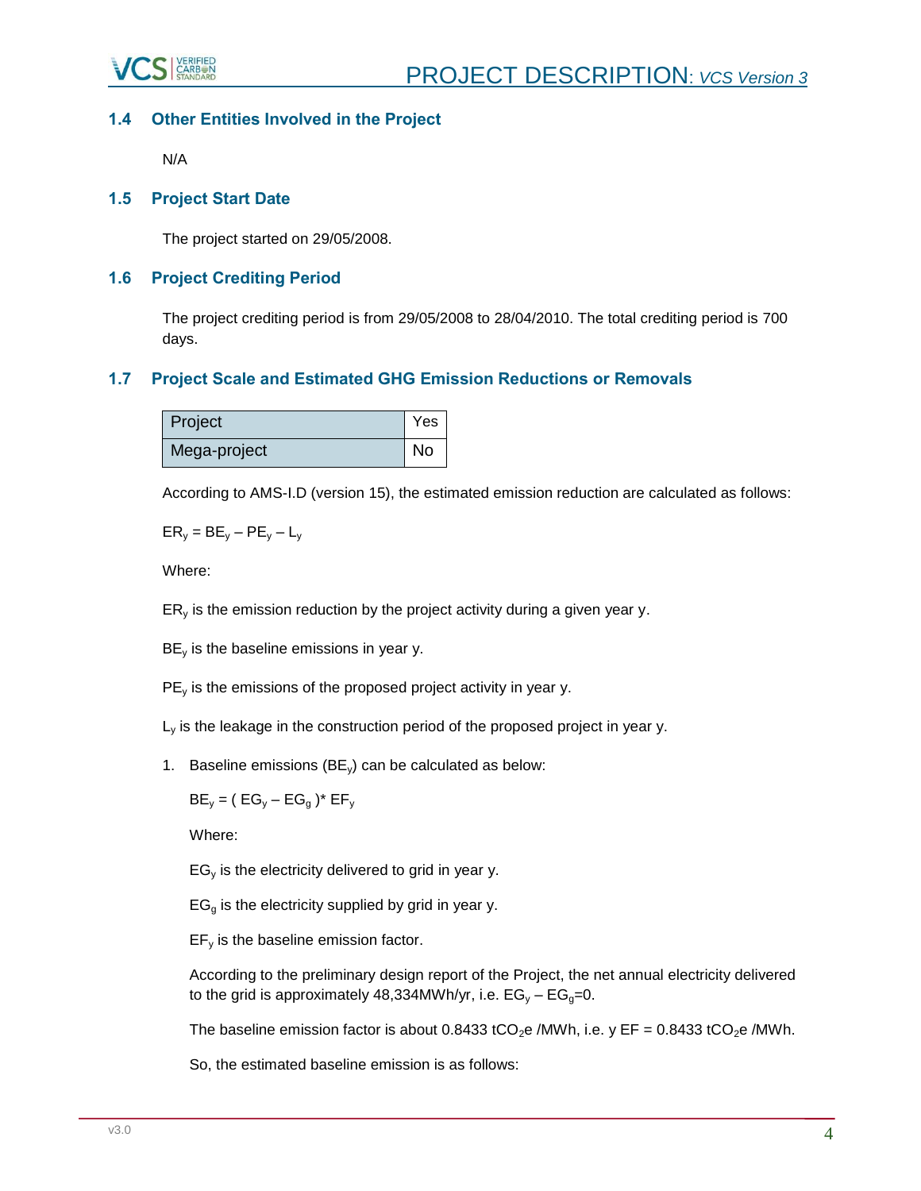## 1.4 Other Entities Involved in the Project

N/A

## 1.5 Project Start Date

The project started on 29/05/2008.

## 1.6 Project Crediting Period

The project crediting period is from 29/05/2008 to 28/04/2010. The total crediting period is 700 days.

## 1.7 Project Scale and Estimated GHG Emission Reductions or Removals

| Project | Yes |
|---|---|
| Mega-project | No |

According to AMS-I.D (version 15), the estimated emission reduction are calculated as follows:

$ER_y = BE_y – PE_y – L_y$

Where:

$ER_y$ is the emission reduction by the project activity during a given year y.

$BE_y$ is the baseline emissions in year y.

$PE_y$ is the emissions of the proposed project activity in year y.

$L_y$ is the leakage in the construction period of the proposed project in year y.

1. Baseline emissions ($BE_y$) can be calculated as below:

   $BE_y = ( EG_y – EG_g )* EF_y$

   Where:

   $EG_y$ is the electricity delivered to grid in year y.

   $EG_g$ is the electricity supplied by grid in year y.

   $EF_y$ is the baseline emission factor.

   According to the preliminary design report of the Project, the net annual electricity delivered to the grid is approximately 48,334MWh/yr, i.e. $EG_y – EG_g$=0.

   The baseline emission factor is about 0.8433 $tCO_2e$ /MWh, i.e. y EF = 0.8433 $tCO_2e$ /MWh.

   So, the estimated baseline emission is as follows: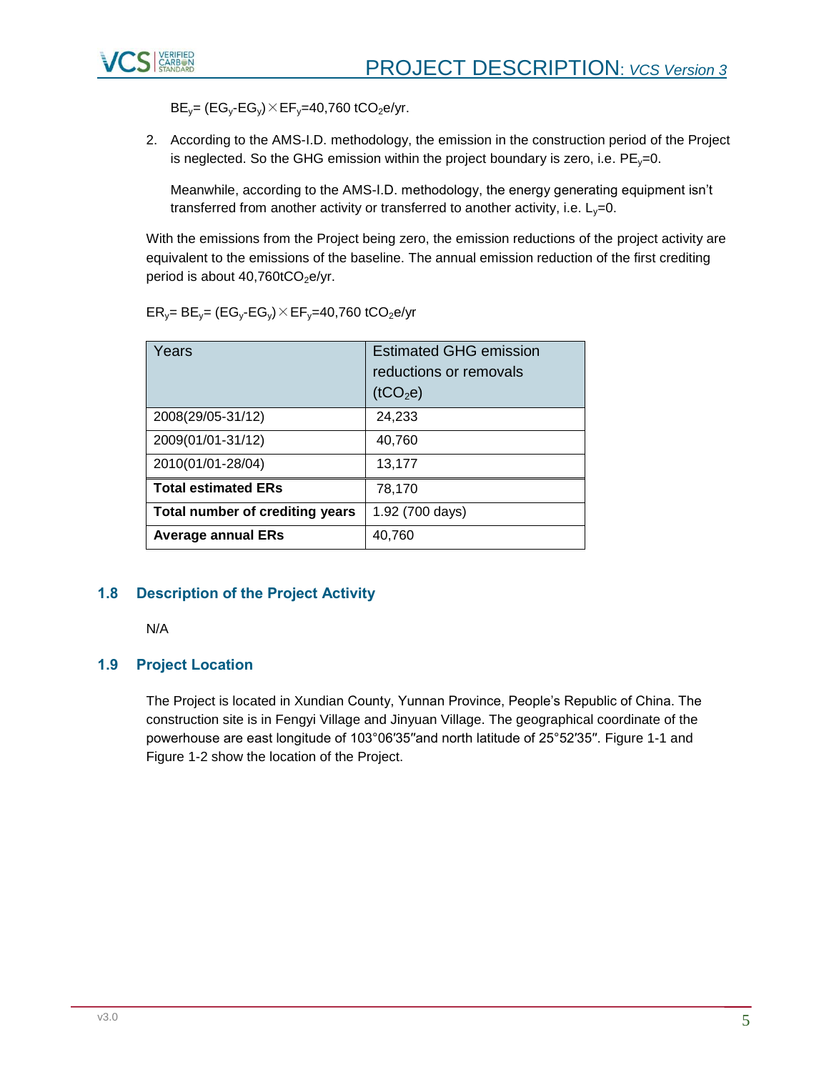$BE_y = (EG_y - EG_y) \times EF_y = 40,760\ tCO_2e/yr$.

2. According to the AMS-I.D. methodology, the emission in the construction period of the Project is neglected. So the GHG emission within the project boundary is zero, i.e. $PE_y=0$.

   Meanwhile, according to the AMS-I.D. methodology, the energy generating equipment isn't transferred from another activity or transferred to another activity, i.e. $L_y=0$.

With the emissions from the Project being zero, the emission reductions of the project activity are equivalent to the emissions of the baseline. The annual emission reduction of the first crediting period is about 40,760$tCO_2e$/yr.

$ER_y = BE_y = (EG_y - EG_y) \times EF_y = 40,760\ tCO_2e/yr$

| Years | Estimated GHG emission reductions or removals ($tCO_2e$) |
|---|---|
| 2008(29/05-31/12) | 24,233 |
| 2009(01/01-31/12) | 40,760 |
| 2010(01/01-28/04) | 13,177 |
| **Total estimated ERs** | 78,170 |
| **Total number of crediting years** | 1.92 (700 days) |
| **Average annual ERs** | 40,760 |

## 1.8 Description of the Project Activity

N/A

## 1.9 Project Location

The Project is located in Xundian County, Yunnan Province, People's Republic of China. The construction site is in Fengyi Village and Jinyuan Village. The geographical coordinate of the powerhouse are east longitude of 103°06′35″and north latitude of 25°52′35″. Figure 1-1 and Figure 1-2 show the location of the Project.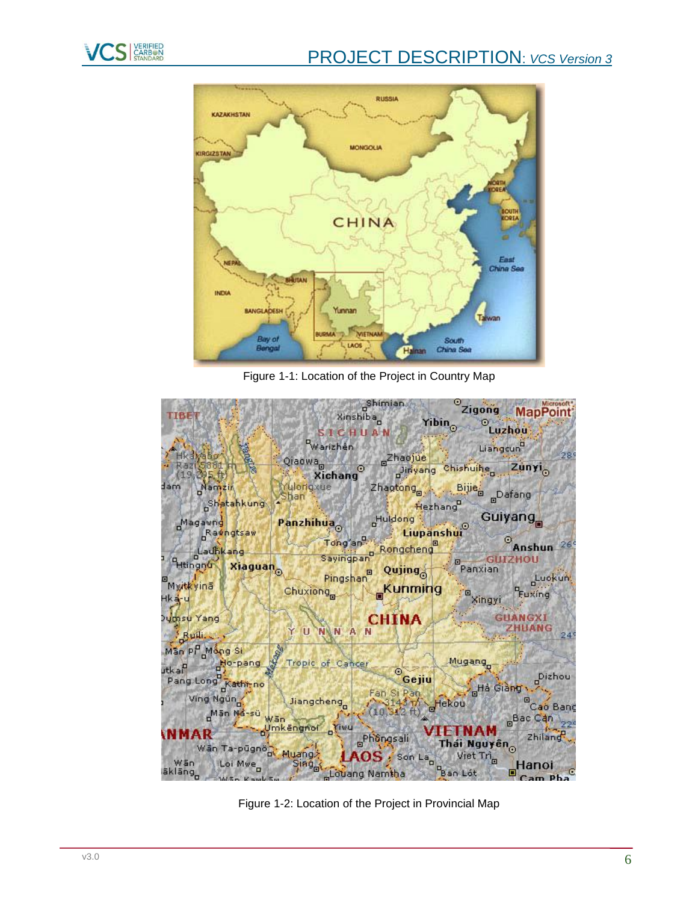Figure 1-1: Location of the Project in Country Map

Figure 1-2: Location of the Project in Provincial Map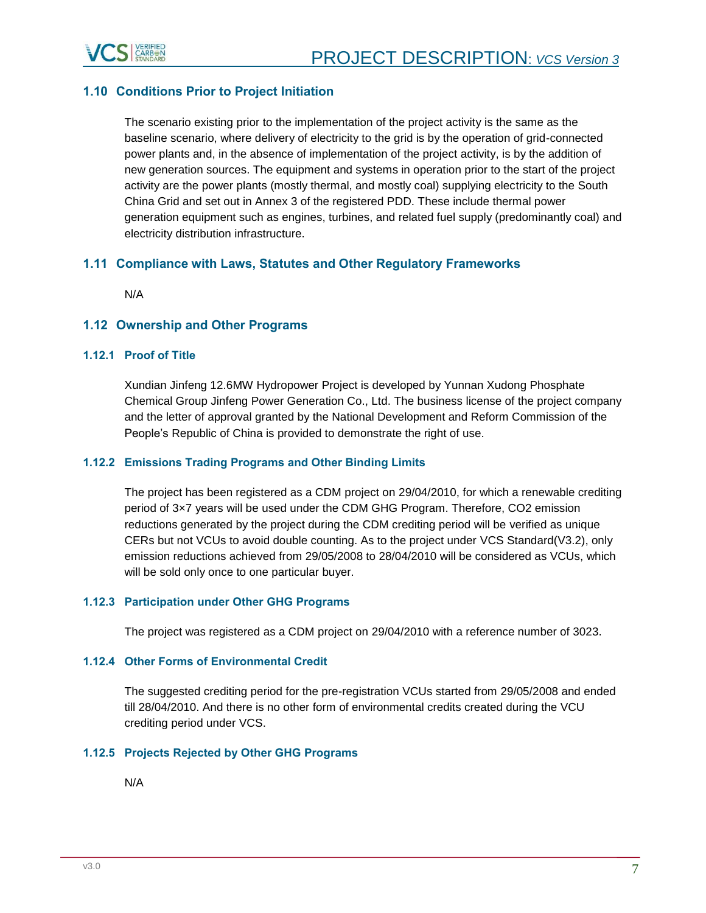## 1.10 Conditions Prior to Project Initiation

The scenario existing prior to the implementation of the project activity is the same as the baseline scenario, where delivery of electricity to the grid is by the operation of grid-connected power plants and, in the absence of implementation of the project activity, is by the addition of new generation sources. The equipment and systems in operation prior to the start of the project activity are the power plants (mostly thermal, and mostly coal) supplying electricity to the South China Grid and set out in Annex 3 of the registered PDD. These include thermal power generation equipment such as engines, turbines, and related fuel supply (predominantly coal) and electricity distribution infrastructure.

## 1.11 Compliance with Laws, Statutes and Other Regulatory Frameworks

N/A

## 1.12 Ownership and Other Programs

### 1.12.1 Proof of Title

Xundian Jinfeng 12.6MW Hydropower Project is developed by Yunnan Xudong Phosphate Chemical Group Jinfeng Power Generation Co., Ltd. The business license of the project company and the letter of approval granted by the National Development and Reform Commission of the People's Republic of China is provided to demonstrate the right of use.

### 1.12.2 Emissions Trading Programs and Other Binding Limits

The project has been registered as a CDM project on 29/04/2010, for which a renewable crediting period of 3×7 years will be used under the CDM GHG Program. Therefore, $CO_2$ emission reductions generated by the project during the CDM crediting period will be verified as unique CERs but not VCUs to avoid double counting. As to the project under VCS Standard(V3.2), only emission reductions achieved from 29/05/2008 to 28/04/2010 will be considered as VCUs, which will be sold only once to one particular buyer.

### 1.12.3 Participation under Other GHG Programs

The project was registered as a CDM project on 29/04/2010 with a reference number of 3023.

### 1.12.4 Other Forms of Environmental Credit

The suggested crediting period for the pre-registration VCUs started from 29/05/2008 and ended till 28/04/2010. And there is no other form of environmental credits created during the VCU crediting period under VCS.

### 1.12.5 Projects Rejected by Other GHG Programs

N/A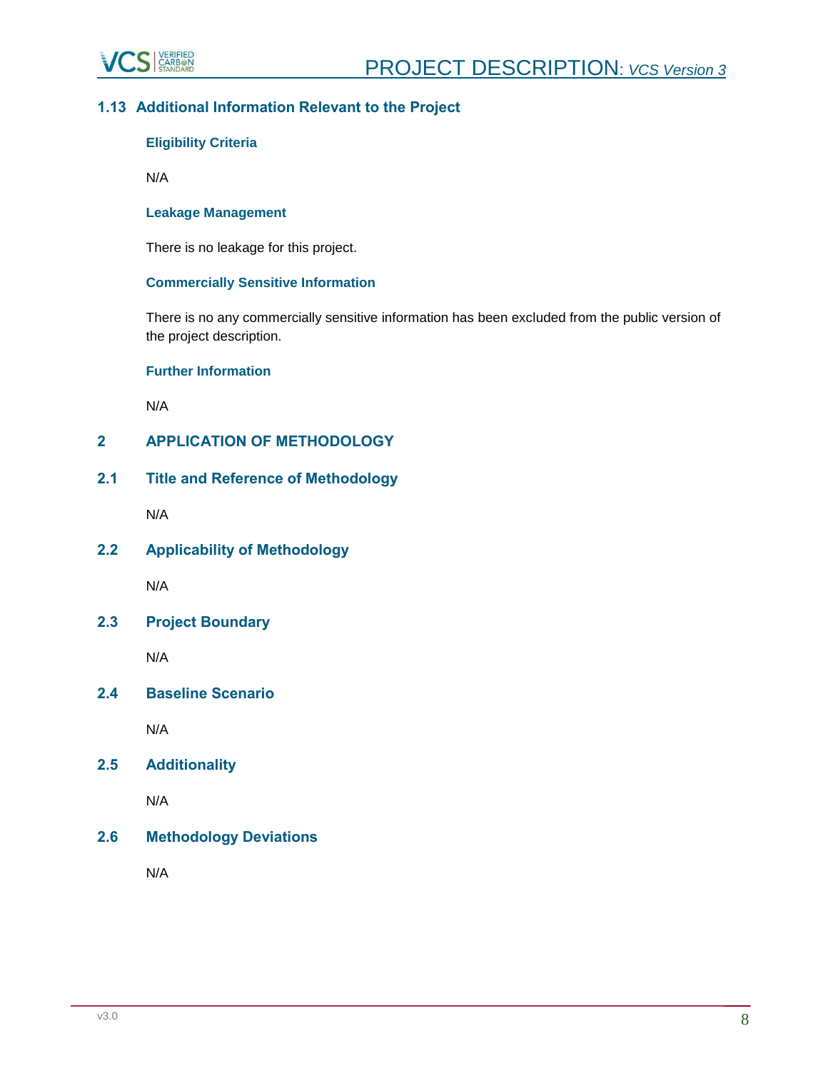## 1.13 Additional Information Relevant to the Project

### Eligibility Criteria

N/A

### Leakage Management

There is no leakage for this project.

### Commercially Sensitive Information

There is no any commercially sensitive information has been excluded from the public version of the project description.

### Further Information

N/A

# 2 APPLICATION OF METHODOLOGY

## 2.1 Title and Reference of Methodology

N/A

## 2.2 Applicability of Methodology

N/A

## 2.3 Project Boundary

N/A

## 2.4 Baseline Scenario

N/A

## 2.5 Additionality

N/A

## 2.6 Methodology Deviations

N/A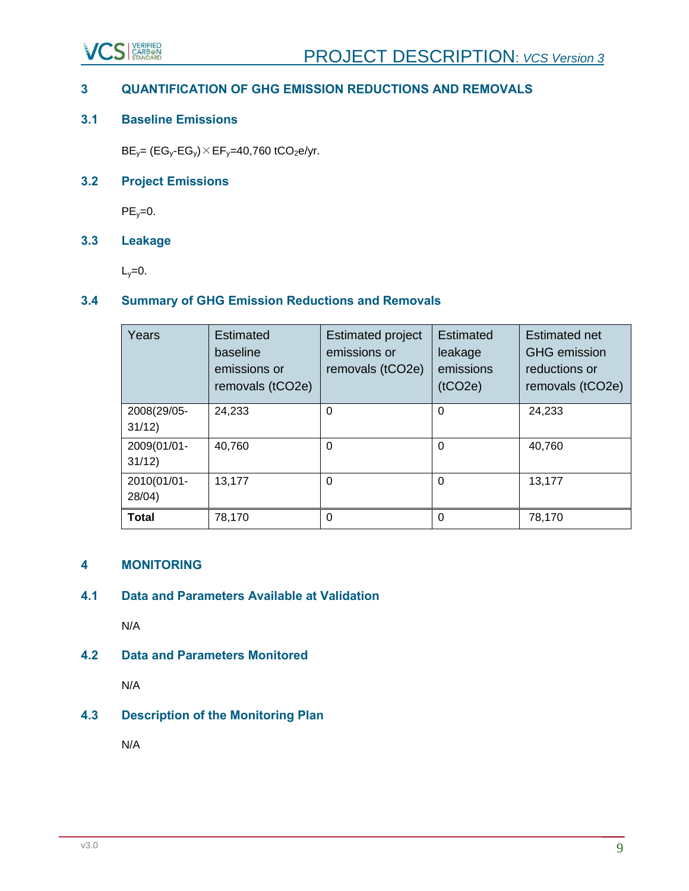# 3 QUANTIFICATION OF GHG EMISSION REDUCTIONS AND REMOVALS

## 3.1 Baseline Emissions

$BE_y = (EG_y - EG_y) \times EF_y = 40{,}760$ $tCO_2e$/yr.

## 3.2 Project Emissions

$PE_y = 0$.

## 3.3 Leakage

$L_y = 0$.

## 3.4 Summary of GHG Emission Reductions and Removals

| Years | Estimated baseline emissions or removals (tCO2e) | Estimated project emissions or removals (tCO2e) | Estimated leakage emissions (tCO2e) | Estimated net GHG emission reductions or removals (tCO2e) |
|---|---|---|---|---|
| 2008(29/05-31/12) | 24,233 | 0 | 0 | 24,233 |
| 2009(01/01-31/12) | 40,760 | 0 | 0 | 40,760 |
| 2010(01/01-28/04) | 13,177 | 0 | 0 | 13,177 |
| **Total** | 78,170 | 0 | 0 | 78,170 |

# 4 MONITORING

## 4.1 Data and Parameters Available at Validation

N/A

## 4.2 Data and Parameters Monitored

N/A

## 4.3 Description of the Monitoring Plan

N/A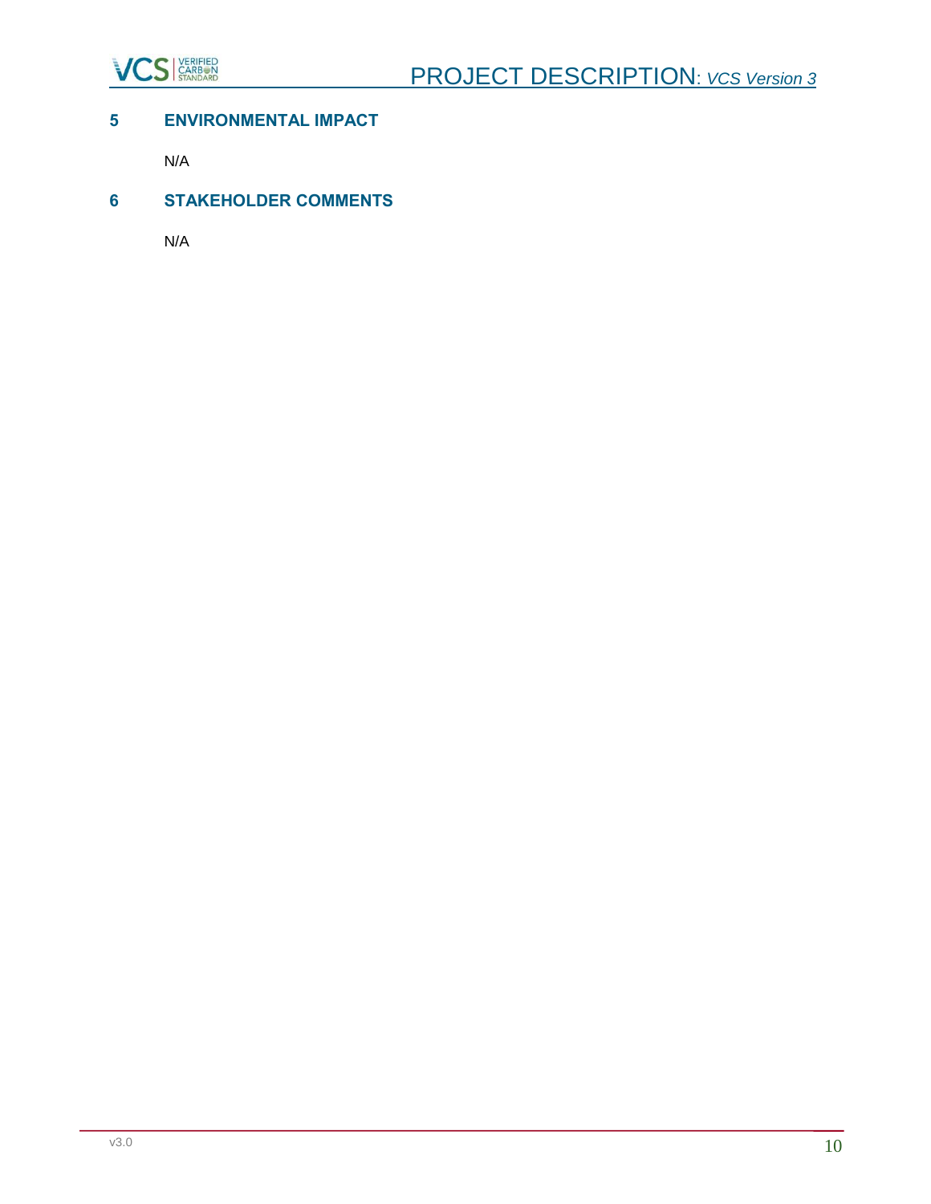## 5 ENVIRONMENTAL IMPACT

N/A

## 6 STAKEHOLDER COMMENTS

N/A